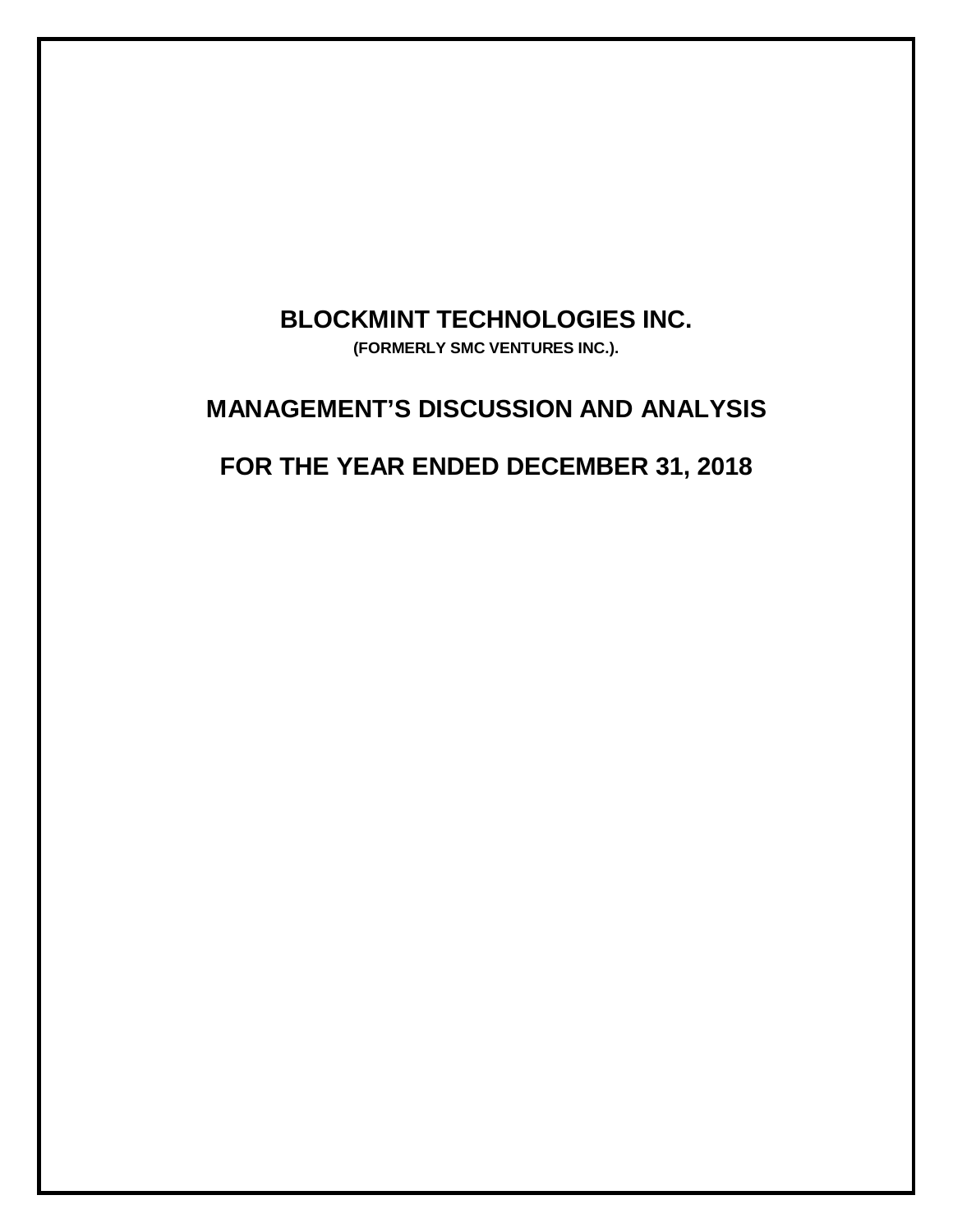# BLOCKMINT TECHNOLOGIES INC.

**(FORMERLY SMC VENTURES INC.).**

# MANAGEMENT'S DISCUSSION AND ANALYSIS

# FOR THE YEAR ENDED DECEMBER 31, 2018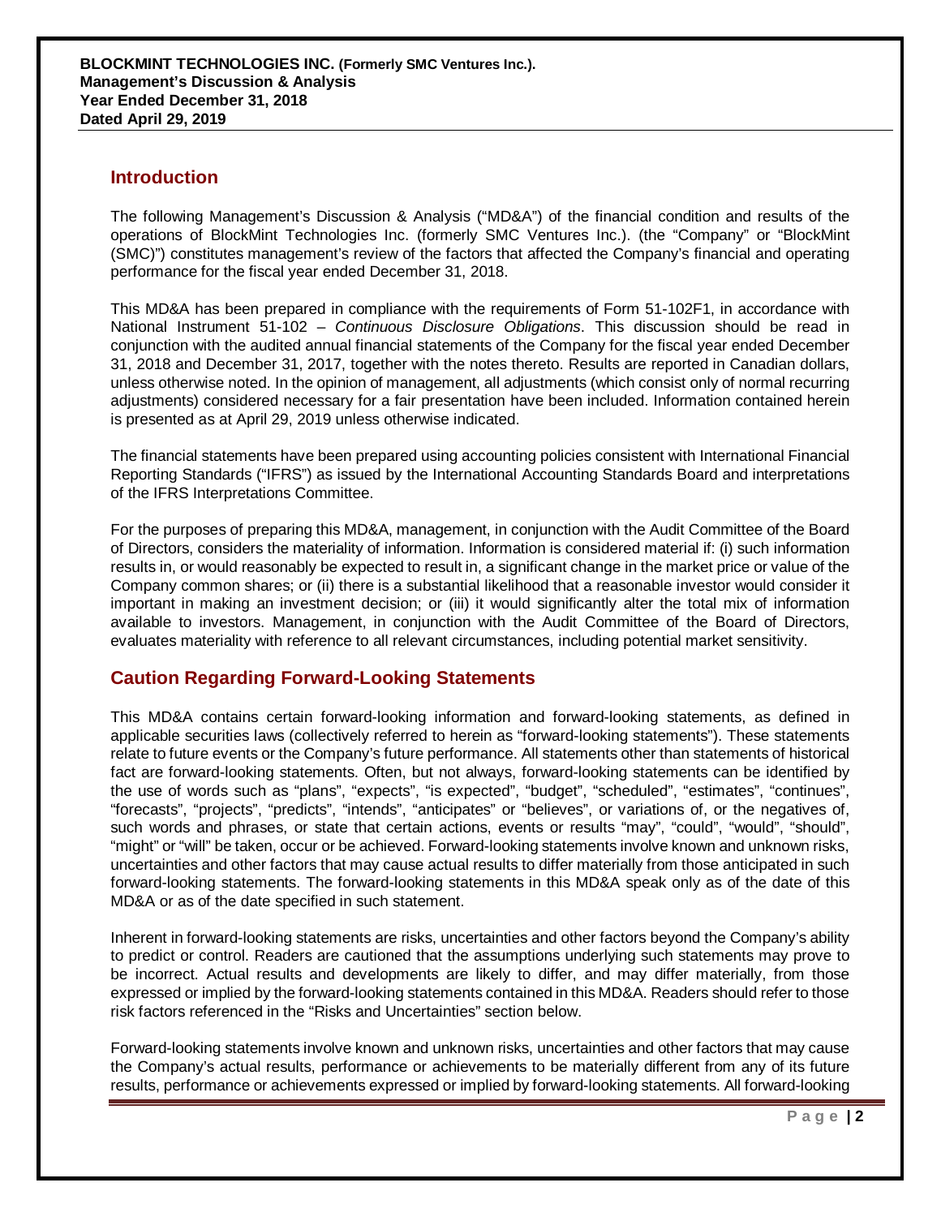## Introduction

The following Management's Discussion & Analysis ("MD&A") of the financial condition and results of the operations of BlockMint Technologies Inc. (formerly SMC Ventures Inc.). (the "Company" or "BlockMint (SMC)") constitutes management's review of the factors that affected the Company's financial and operating performance for the fiscal year ended December 31, 2018.

This MD&A has been prepared in compliance with the requirements of Form 51-102F1, in accordance with National Instrument 51-102 – *Continuous Disclosure Obligations*. This discussion should be read in conjunction with the audited annual financial statements of the Company for the fiscal year ended December 31, 2018 and December 31, 2017, together with the notes thereto. Results are reported in Canadian dollars, unless otherwise noted. In the opinion of management, all adjustments (which consist only of normal recurring adjustments) considered necessary for a fair presentation have been included. Information contained herein is presented as at April 29, 2019 unless otherwise indicated.

The financial statements have been prepared using accounting policies consistent with International Financial Reporting Standards ("IFRS") as issued by the International Accounting Standards Board and interpretations of the IFRS Interpretations Committee.

For the purposes of preparing this MD&A, management, in conjunction with the Audit Committee of the Board of Directors, considers the materiality of information. Information is considered material if: (i) such information results in, or would reasonably be expected to result in, a significant change in the market price or value of the Company common shares; or (ii) there is a substantial likelihood that a reasonable investor would consider it important in making an investment decision; or (iii) it would significantly alter the total mix of information available to investors. Management, in conjunction with the Audit Committee of the Board of Directors, evaluates materiality with reference to all relevant circumstances, including potential market sensitivity.

## Caution Regarding Forward-Looking Statements

This MD&A contains certain forward-looking information and forward-looking statements, as defined in applicable securities laws (collectively referred to herein as "forward-looking statements"). These statements relate to future events or the Company's future performance. All statements other than statements of historical fact are forward-looking statements. Often, but not always, forward-looking statements can be identified by the use of words such as "plans", "expects", "is expected", "budget", "scheduled", "estimates", "continues", "forecasts", "projects", "predicts", "intends", "anticipates" or "believes", or variations of, or the negatives of, such words and phrases, or state that certain actions, events or results "may", "could", "would", "should", "might" or "will" be taken, occur or be achieved. Forward-looking statements involve known and unknown risks, uncertainties and other factors that may cause actual results to differ materially from those anticipated in such forward-looking statements. The forward-looking statements in this MD&A speak only as of the date of this MD&A or as of the date specified in such statement.

Inherent in forward-looking statements are risks, uncertainties and other factors beyond the Company's ability to predict or control. Readers are cautioned that the assumptions underlying such statements may prove to be incorrect. Actual results and developments are likely to differ, and may differ materially, from those expressed or implied by the forward-looking statements contained in this MD&A. Readers should refer to those risk factors referenced in the "Risks and Uncertainties" section below.

Forward-looking statements involve known and unknown risks, uncertainties and other factors that may cause the Company's actual results, performance or achievements to be materially different from any of its future results, performance or achievements expressed or implied by forward-looking statements. All forward-looking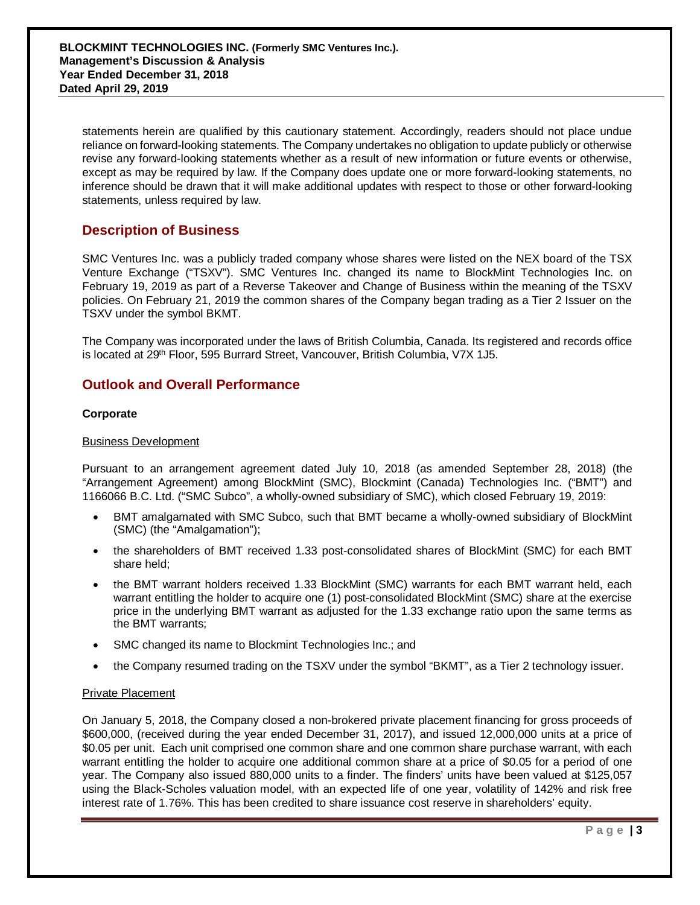statements herein are qualified by this cautionary statement. Accordingly, readers should not place undue reliance on forward-looking statements. The Company undertakes no obligation to update publicly or otherwise revise any forward-looking statements whether as a result of new information or future events or otherwise, except as may be required by law. If the Company does update one or more forward-looking statements, no inference should be drawn that it will make additional updates with respect to those or other forward-looking statements, unless required by law.

## Description of Business

SMC Ventures Inc. was a publicly traded company whose shares were listed on the NEX board of the TSX Venture Exchange ("TSXV"). SMC Ventures Inc. changed its name to BlockMint Technologies Inc. on February 19, 2019 as part of a Reverse Takeover and Change of Business within the meaning of the TSXV policies. On February 21, 2019 the common shares of the Company began trading as a Tier 2 Issuer on the TSXV under the symbol BKMT.

The Company was incorporated under the laws of British Columbia, Canada. Its registered and records office is located at 29th Floor, 595 Burrard Street, Vancouver, British Columbia, V7X 1J5.

## Outlook and Overall Performance

### Corporate

Business Development

Pursuant to an arrangement agreement dated July 10, 2018 (as amended September 28, 2018) (the "Arrangement Agreement) among BlockMint (SMC), Blockmint (Canada) Technologies Inc. ("BMT") and 1166066 B.C. Ltd. ("SMC Subco", a wholly-owned subsidiary of SMC), which closed February 19, 2019:

- BMT amalgamated with SMC Subco, such that BMT became a wholly-owned subsidiary of BlockMint (SMC) (the "Amalgamation");
- the shareholders of BMT received 1.33 post-consolidated shares of BlockMint (SMC) for each BMT share held;
- the BMT warrant holders received 1.33 BlockMint (SMC) warrants for each BMT warrant held, each warrant entitling the holder to acquire one (1) post-consolidated BlockMint (SMC) share at the exercise price in the underlying BMT warrant as adjusted for the 1.33 exchange ratio upon the same terms as the BMT warrants;
- SMC changed its name to Blockmint Technologies Inc.; and
- the Company resumed trading on the TSXV under the symbol "BKMT", as a Tier 2 technology issuer.

Private Placement

On January 5, 2018, the Company closed a non-brokered private placement financing for gross proceeds of \$600,000, (received during the year ended December 31, 2017), and issued 12,000,000 units at a price of \$0.05 per unit. Each unit comprised one common share and one common share purchase warrant, with each warrant entitling the holder to acquire one additional common share at a price of \$0.05 for a period of one year. The Company also issued 880,000 units to a finder. The finders' units have been valued at \$125,057 using the Black-Scholes valuation model, with an expected life of one year, volatility of 142% and risk free interest rate of 1.76%. This has been credited to share issuance cost reserve in shareholders' equity.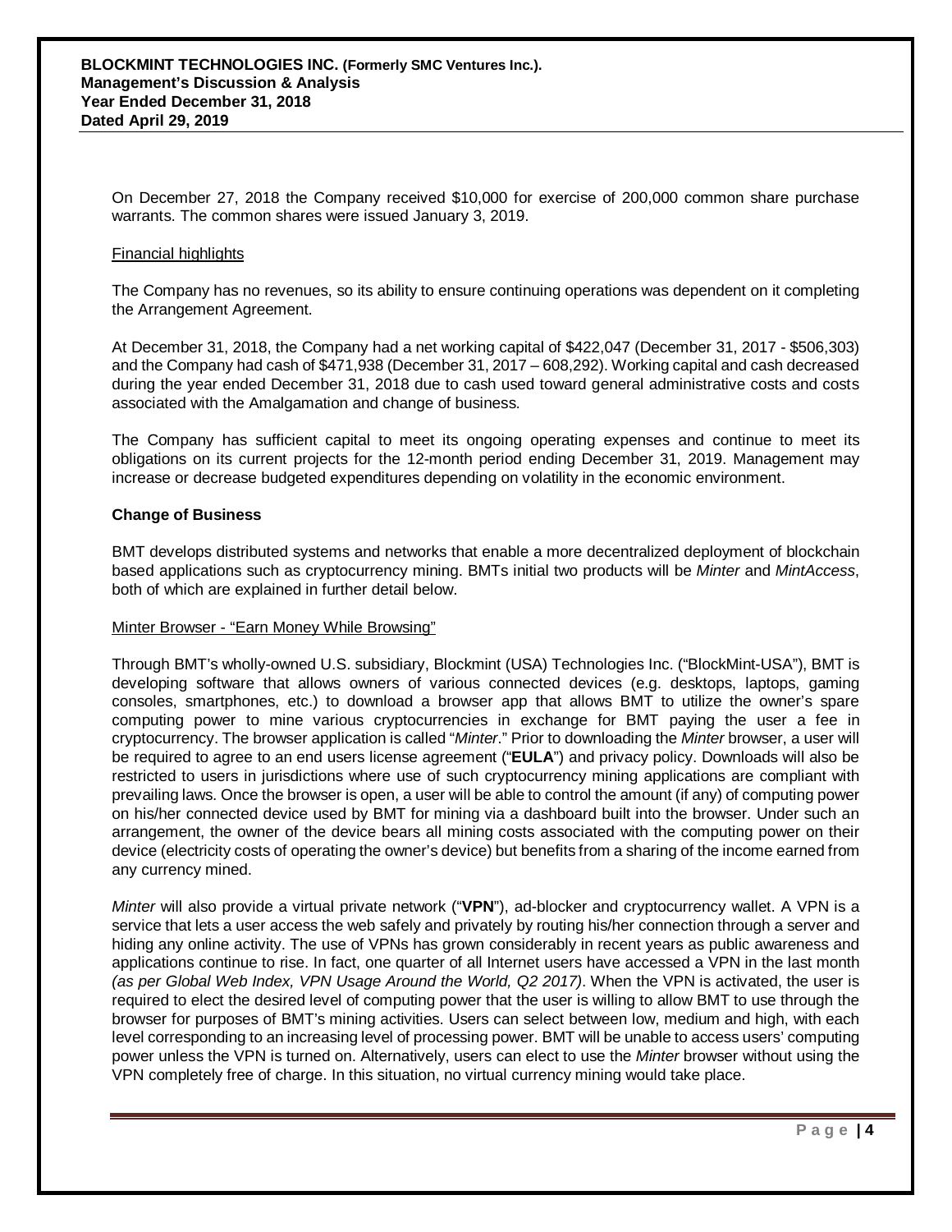On December 27, 2018 the Company received $10,000 for exercise of 200,000 common share purchase warrants. The common shares were issued January 3, 2019.

Financial highlights

The Company has no revenues, so its ability to ensure continuing operations was dependent on it completing the Arrangement Agreement.

At December 31, 2018, the Company had a net working capital of $422,047 (December 31, 2017 - $506,303) and the Company had cash of $471,938 (December 31, 2017 – 608,292). Working capital and cash decreased during the year ended December 31, 2018 due to cash used toward general administrative costs and costs associated with the Amalgamation and change of business.

The Company has sufficient capital to meet its ongoing operating expenses and continue to meet its obligations on its current projects for the 12-month period ending December 31, 2019. Management may increase or decrease budgeted expenditures depending on volatility in the economic environment.

**Change of Business**

BMT develops distributed systems and networks that enable a more decentralized deployment of blockchain based applications such as cryptocurrency mining. BMTs initial two products will be *Minter* and *MintAccess*, both of which are explained in further detail below.

Minter Browser - "Earn Money While Browsing"

Through BMT's wholly-owned U.S. subsidiary, Blockmint (USA) Technologies Inc. ("BlockMint-USA"), BMT is developing software that allows owners of various connected devices (e.g. desktops, laptops, gaming consoles, smartphones, etc.) to download a browser app that allows BMT to utilize the owner's spare computing power to mine various cryptocurrencies in exchange for BMT paying the user a fee in cryptocurrency. The browser application is called "*Minter*." Prior to downloading the *Minter* browser, a user will be required to agree to an end users license agreement ("**EULA**") and privacy policy. Downloads will also be restricted to users in jurisdictions where use of such cryptocurrency mining applications are compliant with prevailing laws. Once the browser is open, a user will be able to control the amount (if any) of computing power on his/her connected device used by BMT for mining via a dashboard built into the browser. Under such an arrangement, the owner of the device bears all mining costs associated with the computing power on their device (electricity costs of operating the owner's device) but benefits from a sharing of the income earned from any currency mined.

*Minter* will also provide a virtual private network ("**VPN**"), ad-blocker and cryptocurrency wallet. A VPN is a service that lets a user access the web safely and privately by routing his/her connection through a server and hiding any online activity. The use of VPNs has grown considerably in recent years as public awareness and applications continue to rise. In fact, one quarter of all Internet users have accessed a VPN in the last month *(as per Global Web Index, VPN Usage Around the World, Q2 2017)*. When the VPN is activated, the user is required to elect the desired level of computing power that the user is willing to allow BMT to use through the browser for purposes of BMT's mining activities. Users can select between low, medium and high, with each level corresponding to an increasing level of processing power. BMT will be unable to access users' computing power unless the VPN is turned on. Alternatively, users can elect to use the *Minter* browser without using the VPN completely free of charge. In this situation, no virtual currency mining would take place.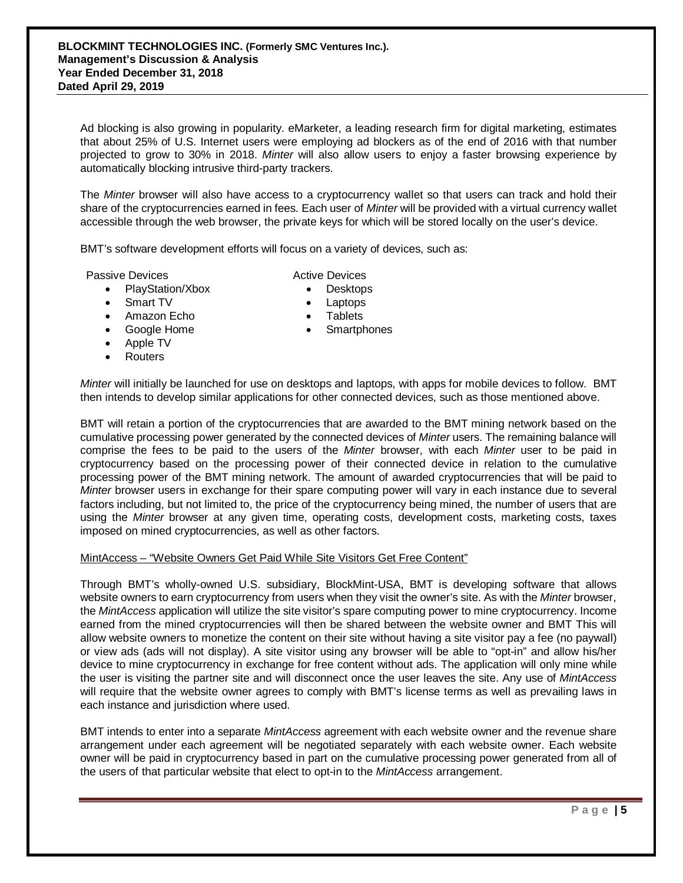Ad blocking is also growing in popularity. eMarketer, a leading research firm for digital marketing, estimates that about 25% of U.S. Internet users were employing ad blockers as of the end of 2016 with that number projected to grow to 30% in 2018. *Minter* will also allow users to enjoy a faster browsing experience by automatically blocking intrusive third-party trackers.

The *Minter* browser will also have access to a cryptocurrency wallet so that users can track and hold their share of the cryptocurrencies earned in fees. Each user of *Minter* will be provided with a virtual currency wallet accessible through the web browser, the private keys for which will be stored locally on the user's device.

BMT's software development efforts will focus on a variety of devices, such as:

Passive Devices

- PlayStation/Xbox
- Smart TV
- Amazon Echo
- Google Home
- Apple TV
- Routers

Active Devices

- Desktops
- Laptops
- Tablets
- Smartphones

*Minter* will initially be launched for use on desktops and laptops, with apps for mobile devices to follow. BMT then intends to develop similar applications for other connected devices, such as those mentioned above.

BMT will retain a portion of the cryptocurrencies that are awarded to the BMT mining network based on the cumulative processing power generated by the connected devices of *Minter* users. The remaining balance will comprise the fees to be paid to the users of the *Minter* browser, with each *Minter* user to be paid in cryptocurrency based on the processing power of their connected device in relation to the cumulative processing power of the BMT mining network. The amount of awarded cryptocurrencies that will be paid to *Minter* browser users in exchange for their spare computing power will vary in each instance due to several factors including, but not limited to, the price of the cryptocurrency being mined, the number of users that are using the *Minter* browser at any given time, operating costs, development costs, marketing costs, taxes imposed on mined cryptocurrencies, as well as other factors.

MintAccess – "Website Owners Get Paid While Site Visitors Get Free Content"

Through BMT's wholly-owned U.S. subsidiary, BlockMint-USA, BMT is developing software that allows website owners to earn cryptocurrency from users when they visit the owner's site. As with the *Minter* browser, the *MintAccess* application will utilize the site visitor's spare computing power to mine cryptocurrency. Income earned from the mined cryptocurrencies will then be shared between the website owner and BMT This will allow website owners to monetize the content on their site without having a site visitor pay a fee (no paywall) or view ads (ads will not display). A site visitor using any browser will be able to "opt-in" and allow his/her device to mine cryptocurrency in exchange for free content without ads. The application will only mine while the user is visiting the partner site and will disconnect once the user leaves the site. Any use of *MintAccess* will require that the website owner agrees to comply with BMT's license terms as well as prevailing laws in each instance and jurisdiction where used.

BMT intends to enter into a separate *MintAccess* agreement with each website owner and the revenue share arrangement under each agreement will be negotiated separately with each website owner. Each website owner will be paid in cryptocurrency based in part on the cumulative processing power generated from all of the users of that particular website that elect to opt-in to the *MintAccess* arrangement.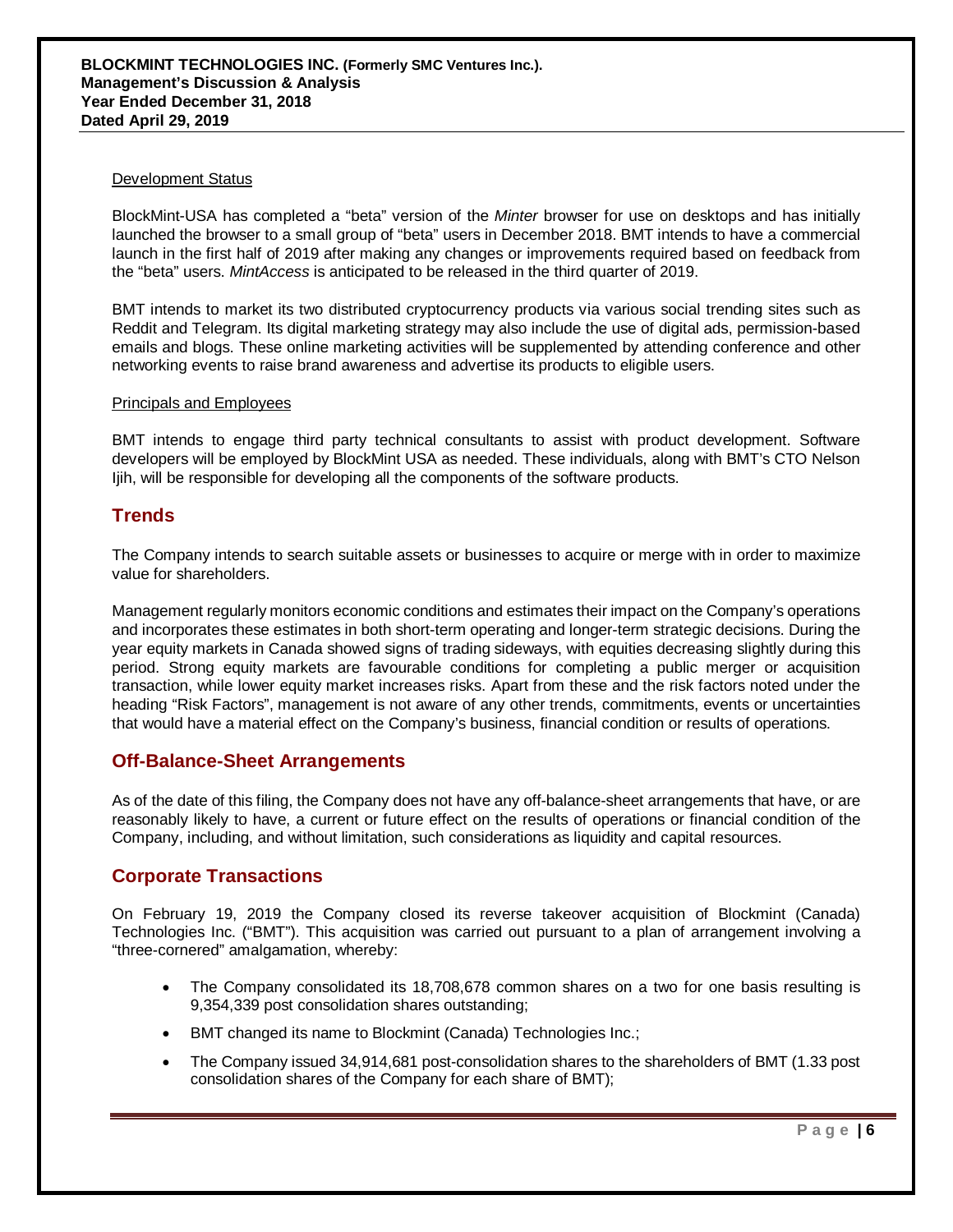Development Status

BlockMint-USA has completed a "beta" version of the *Minter* browser for use on desktops and has initially launched the browser to a small group of "beta" users in December 2018. BMT intends to have a commercial launch in the first half of 2019 after making any changes or improvements required based on feedback from the "beta" users. *MintAccess* is anticipated to be released in the third quarter of 2019.

BMT intends to market its two distributed cryptocurrency products via various social trending sites such as Reddit and Telegram. Its digital marketing strategy may also include the use of digital ads, permission-based emails and blogs. These online marketing activities will be supplemented by attending conference and other networking events to raise brand awareness and advertise its products to eligible users.

Principals and Employees

BMT intends to engage third party technical consultants to assist with product development. Software developers will be employed by BlockMint USA as needed. These individuals, along with BMT's CTO Nelson Ijih, will be responsible for developing all the components of the software products.

## Trends

The Company intends to search suitable assets or businesses to acquire or merge with in order to maximize value for shareholders.

Management regularly monitors economic conditions and estimates their impact on the Company's operations and incorporates these estimates in both short-term operating and longer-term strategic decisions. During the year equity markets in Canada showed signs of trading sideways, with equities decreasing slightly during this period. Strong equity markets are favourable conditions for completing a public merger or acquisition transaction, while lower equity market increases risks. Apart from these and the risk factors noted under the heading "Risk Factors", management is not aware of any other trends, commitments, events or uncertainties that would have a material effect on the Company's business, financial condition or results of operations.

## Off-Balance-Sheet Arrangements

As of the date of this filing, the Company does not have any off-balance-sheet arrangements that have, or are reasonably likely to have, a current or future effect on the results of operations or financial condition of the Company, including, and without limitation, such considerations as liquidity and capital resources.

## Corporate Transactions

On February 19, 2019 the Company closed its reverse takeover acquisition of Blockmint (Canada) Technologies Inc. ("BMT"). This acquisition was carried out pursuant to a plan of arrangement involving a "three-cornered" amalgamation, whereby:

- The Company consolidated its 18,708,678 common shares on a two for one basis resulting is 9,354,339 post consolidation shares outstanding;
- BMT changed its name to Blockmint (Canada) Technologies Inc.;
- The Company issued 34,914,681 post-consolidation shares to the shareholders of BMT (1.33 post consolidation shares of the Company for each share of BMT);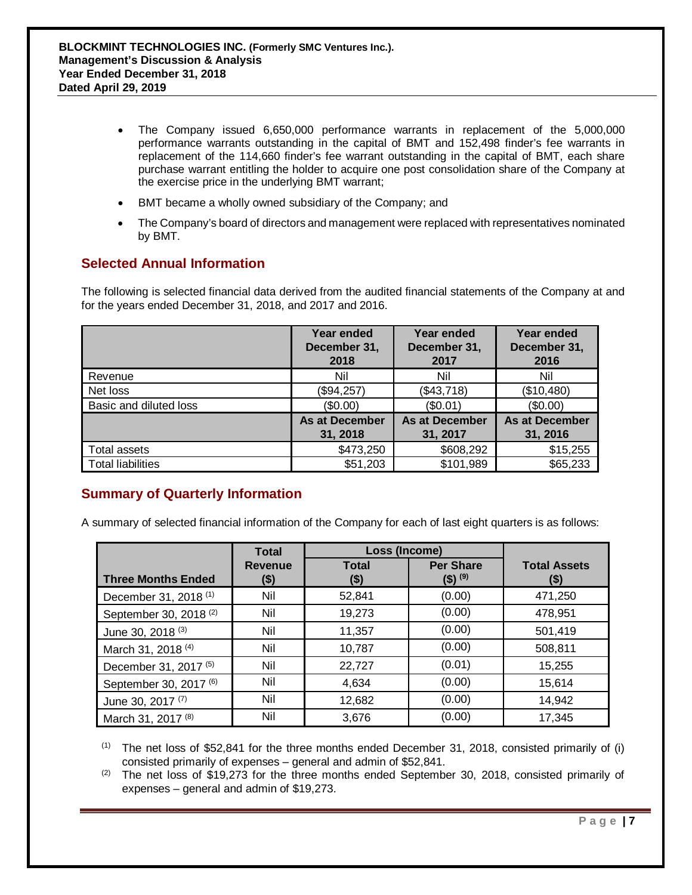- The Company issued 6,650,000 performance warrants in replacement of the 5,000,000 performance warrants outstanding in the capital of BMT and 152,498 finder's fee warrants in replacement of the 114,660 finder's fee warrant outstanding in the capital of BMT, each share purchase warrant entitling the holder to acquire one post consolidation share of the Company at the exercise price in the underlying BMT warrant;
- BMT became a wholly owned subsidiary of the Company; and
- The Company's board of directors and management were replaced with representatives nominated by BMT.

## Selected Annual Information

The following is selected financial data derived from the audited financial statements of the Company at and for the years ended December 31, 2018, and 2017 and 2016.

| | Year ended December 31, 2018 | Year ended December 31, 2017 | Year ended December 31, 2016 |
|---|---|---|---|
| Revenue | Nil | Nil | Nil |
| Net loss | ($94,257) | ($43,718) | ($10,480) |
| Basic and diluted loss | ($0.00) | ($0.01) | ($0.00) |
| | **As at December 31, 2018** | **As at December 31, 2017** | **As at December 31, 2016** |
| Total assets | $473,250 | $608,292 | $15,255 |
| Total liabilities | $51,203 | $101,989 | $65,233 |

## Summary of Quarterly Information

A summary of selected financial information of the Company for each of last eight quarters is as follows:

| Three Months Ended | Total Revenue ($) | Loss (Income) Total ($) | Loss (Income) Per Share ($) [9] | Total Assets ($) |
|---|---|---|---|---|
| December 31, 2018 [1] | Nil | 52,841 | (0.00) | 471,250 |
| September 30, 2018 [2] | Nil | 19,273 | (0.00) | 478,951 |
| June 30, 2018 [3] | Nil | 11,357 | (0.00) | 501,419 |
| March 31, 2018 [4] | Nil | 10,787 | (0.00) | 508,811 |
| December 31, 2017 [5] | Nil | 22,727 | (0.01) | 15,255 |
| September 30, 2017 [6] | Nil | 4,634 | (0.00) | 15,614 |
| June 30, 2017 [7] | Nil | 12,682 | (0.00) | 14,942 |
| March 31, 2017 [8] | Nil | 3,676 | (0.00) | 17,345 |

[1] The net loss of $52,841 for the three months ended December 31, 2018, consisted primarily of (i) consisted primarily of expenses – general and admin of $52,841.

[2] The net loss of $19,273 for the three months ended September 30, 2018, consisted primarily of expenses – general and admin of $19,273.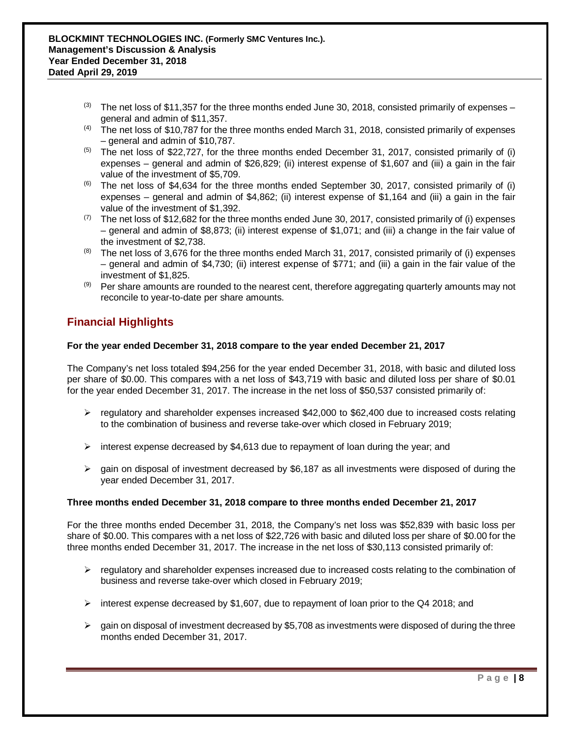[3] The net loss of $11,357 for the three months ended June 30, 2018, consisted primarily of expenses – general and admin of $11,357.

[4] The net loss of $10,787 for the three months ended March 31, 2018, consisted primarily of expenses – general and admin of $10,787.

[5] The net loss of $22,727, for the three months ended December 31, 2017, consisted primarily of (i) expenses – general and admin of $26,829; (ii) interest expense of $1,607 and (iii) a gain in the fair value of the investment of $5,709.

[6] The net loss of $4,634 for the three months ended September 30, 2017, consisted primarily of (i) expenses – general and admin of $4,862; (ii) interest expense of $1,164 and (iii) a gain in the fair value of the investment of $1,392.

[7] The net loss of $12,682 for the three months ended June 30, 2017, consisted primarily of (i) expenses – general and admin of $8,873; (ii) interest expense of $1,071; and (iii) a change in the fair value of the investment of $2,738.

[8] The net loss of 3,676 for the three months ended March 31, 2017, consisted primarily of (i) expenses – general and admin of $4,730; (ii) interest expense of $771; and (iii) a gain in the fair value of the investment of $1,825.

[9] Per share amounts are rounded to the nearest cent, therefore aggregating quarterly amounts may not reconcile to year-to-date per share amounts.

## Financial Highlights

**For the year ended December 31, 2018 compare to the year ended December 21, 2017**

The Company's net loss totaled $94,256 for the year ended December 31, 2018, with basic and diluted loss per share of $0.00. This compares with a net loss of $43,719 with basic and diluted loss per share of $0.01 for the year ended December 31, 2017. The increase in the net loss of $50,537 consisted primarily of:

- regulatory and shareholder expenses increased $42,000 to $62,400 due to increased costs relating to the combination of business and reverse take-over which closed in February 2019;
- interest expense decreased by $4,613 due to repayment of loan during the year; and
- gain on disposal of investment decreased by $6,187 as all investments were disposed of during the year ended December 31, 2017.

**Three months ended December 31, 2018 compare to three months ended December 21, 2017**

For the three months ended December 31, 2018, the Company's net loss was $52,839 with basic loss per share of $0.00. This compares with a net loss of $22,726 with basic and diluted loss per share of $0.00 for the three months ended December 31, 2017. The increase in the net loss of $30,113 consisted primarily of:

- regulatory and shareholder expenses increased due to increased costs relating to the combination of business and reverse take-over which closed in February 2019;
- interest expense decreased by $1,607, due to repayment of loan prior to the Q4 2018; and
- gain on disposal of investment decreased by $5,708 as investments were disposed of during the three months ended December 31, 2017.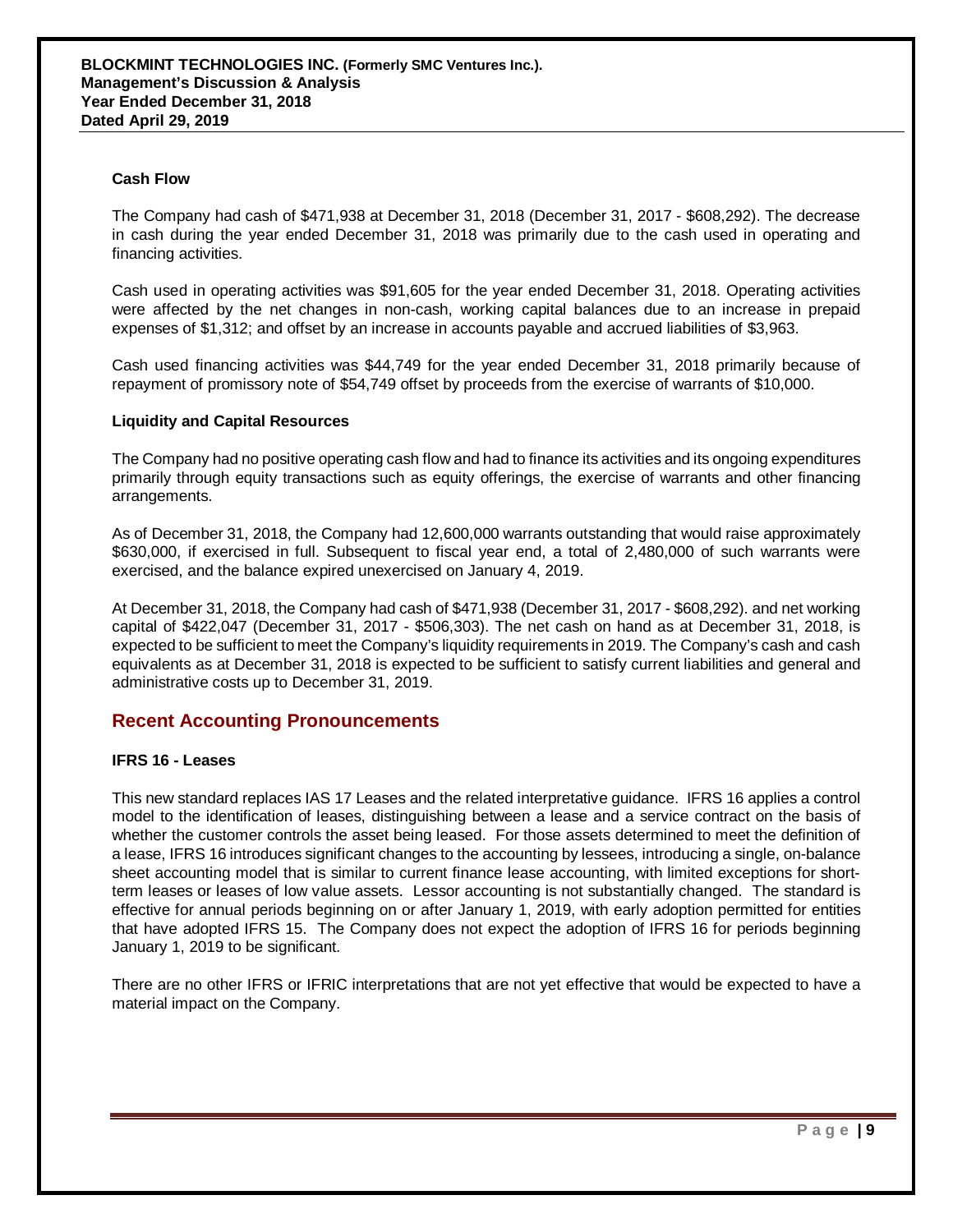### Cash Flow

The Company had cash of $471,938 at December 31, 2018 (December 31, 2017 - $608,292). The decrease in cash during the year ended December 31, 2018 was primarily due to the cash used in operating and financing activities.

Cash used in operating activities was $91,605 for the year ended December 31, 2018. Operating activities were affected by the net changes in non-cash, working capital balances due to an increase in prepaid expenses of $1,312; and offset by an increase in accounts payable and accrued liabilities of $3,963.

Cash used financing activities was $44,749 for the year ended December 31, 2018 primarily because of repayment of promissory note of $54,749 offset by proceeds from the exercise of warrants of $10,000.

### Liquidity and Capital Resources

The Company had no positive operating cash flow and had to finance its activities and its ongoing expenditures primarily through equity transactions such as equity offerings, the exercise of warrants and other financing arrangements.

As of December 31, 2018, the Company had 12,600,000 warrants outstanding that would raise approximately $630,000, if exercised in full. Subsequent to fiscal year end, a total of 2,480,000 of such warrants were exercised, and the balance expired unexercised on January 4, 2019.

At December 31, 2018, the Company had cash of $471,938 (December 31, 2017 - $608,292). and net working capital of $422,047 (December 31, 2017 - $506,303). The net cash on hand as at December 31, 2018, is expected to be sufficient to meet the Company's liquidity requirements in 2019. The Company's cash and cash equivalents as at December 31, 2018 is expected to be sufficient to satisfy current liabilities and general and administrative costs up to December 31, 2019.

## Recent Accounting Pronouncements

### IFRS 16 - Leases

This new standard replaces IAS 17 Leases and the related interpretative guidance. IFRS 16 applies a control model to the identification of leases, distinguishing between a lease and a service contract on the basis of whether the customer controls the asset being leased. For those assets determined to meet the definition of a lease, IFRS 16 introduces significant changes to the accounting by lessees, introducing a single, on-balance sheet accounting model that is similar to current finance lease accounting, with limited exceptions for short-term leases or leases of low value assets. Lessor accounting is not substantially changed. The standard is effective for annual periods beginning on or after January 1, 2019, with early adoption permitted for entities that have adopted IFRS 15. The Company does not expect the adoption of IFRS 16 for periods beginning January 1, 2019 to be significant.

There are no other IFRS or IFRIC interpretations that are not yet effective that would be expected to have a material impact on the Company.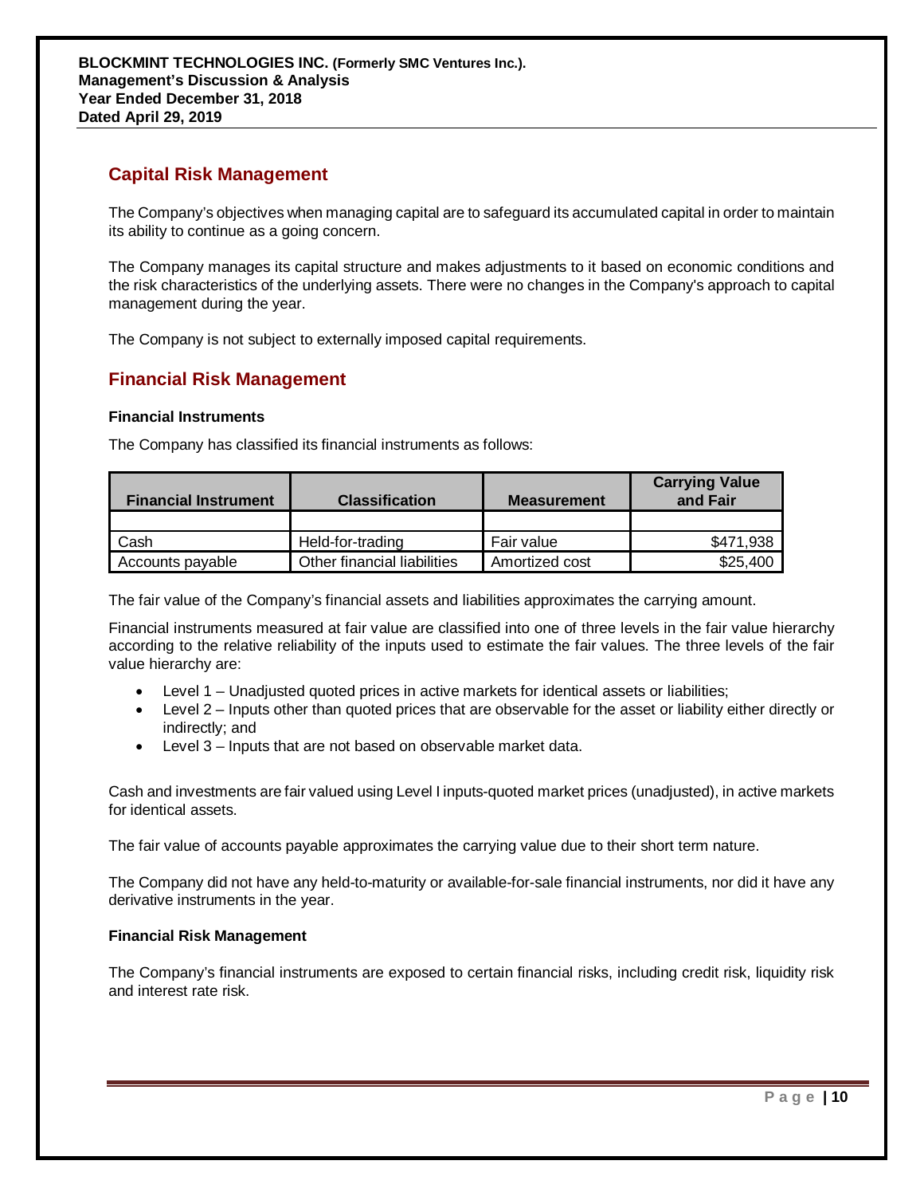## Capital Risk Management

The Company's objectives when managing capital are to safeguard its accumulated capital in order to maintain its ability to continue as a going concern.

The Company manages its capital structure and makes adjustments to it based on economic conditions and the risk characteristics of the underlying assets. There were no changes in the Company's approach to capital management during the year.

The Company is not subject to externally imposed capital requirements.

## Financial Risk Management

### Financial Instruments

The Company has classified its financial instruments as follows:

| Financial Instrument | Classification | Measurement | Carrying Value and Fair |
|---|---|---|---|
| | | | |
| Cash | Held-for-trading | Fair value | $471,938 |
| Accounts payable | Other financial liabilities | Amortized cost | $25,400 |

The fair value of the Company's financial assets and liabilities approximates the carrying amount.

Financial instruments measured at fair value are classified into one of three levels in the fair value hierarchy according to the relative reliability of the inputs used to estimate the fair values. The three levels of the fair value hierarchy are:

- Level 1 – Unadjusted quoted prices in active markets for identical assets or liabilities;
- Level 2 – Inputs other than quoted prices that are observable for the asset or liability either directly or indirectly; and
- Level 3 – Inputs that are not based on observable market data.

Cash and investments are fair valued using Level I inputs-quoted market prices (unadjusted), in active markets for identical assets.

The fair value of accounts payable approximates the carrying value due to their short term nature.

The Company did not have any held-to-maturity or available-for-sale financial instruments, nor did it have any derivative instruments in the year.

### Financial Risk Management

The Company's financial instruments are exposed to certain financial risks, including credit risk, liquidity risk and interest rate risk.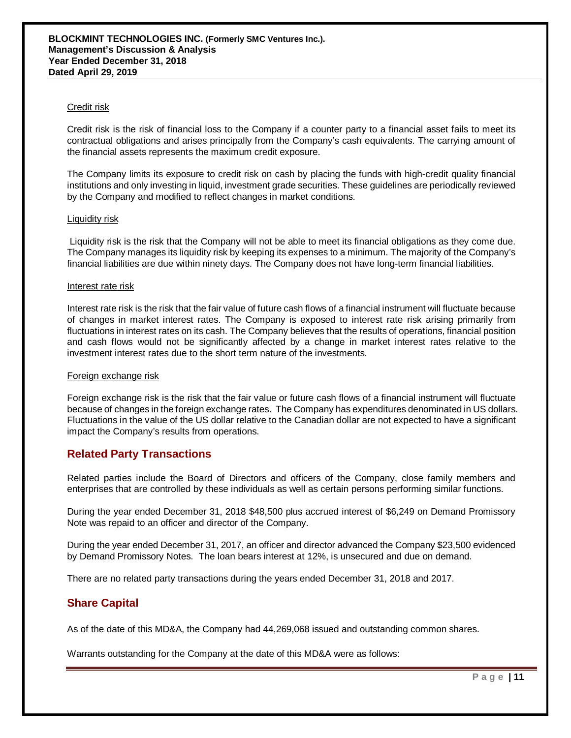Credit risk

Credit risk is the risk of financial loss to the Company if a counter party to a financial asset fails to meet its contractual obligations and arises principally from the Company's cash equivalents. The carrying amount of the financial assets represents the maximum credit exposure.

The Company limits its exposure to credit risk on cash by placing the funds with high-credit quality financial institutions and only investing in liquid, investment grade securities. These guidelines are periodically reviewed by the Company and modified to reflect changes in market conditions.

Liquidity risk

Liquidity risk is the risk that the Company will not be able to meet its financial obligations as they come due. The Company manages its liquidity risk by keeping its expenses to a minimum. The majority of the Company's financial liabilities are due within ninety days. The Company does not have long-term financial liabilities.

Interest rate risk

Interest rate risk is the risk that the fair value of future cash flows of a financial instrument will fluctuate because of changes in market interest rates. The Company is exposed to interest rate risk arising primarily from fluctuations in interest rates on its cash. The Company believes that the results of operations, financial position and cash flows would not be significantly affected by a change in market interest rates relative to the investment interest rates due to the short term nature of the investments.

Foreign exchange risk

Foreign exchange risk is the risk that the fair value or future cash flows of a financial instrument will fluctuate because of changes in the foreign exchange rates. The Company has expenditures denominated in US dollars. Fluctuations in the value of the US dollar relative to the Canadian dollar are not expected to have a significant impact the Company's results from operations.

## Related Party Transactions

Related parties include the Board of Directors and officers of the Company, close family members and enterprises that are controlled by these individuals as well as certain persons performing similar functions.

During the year ended December 31, 2018 $48,500 plus accrued interest of $6,249 on Demand Promissory Note was repaid to an officer and director of the Company.

During the year ended December 31, 2017, an officer and director advanced the Company $23,500 evidenced by Demand Promissory Notes. The loan bears interest at 12%, is unsecured and due on demand.

There are no related party transactions during the years ended December 31, 2018 and 2017.

## Share Capital

As of the date of this MD&A, the Company had 44,269,068 issued and outstanding common shares.

Warrants outstanding for the Company at the date of this MD&A were as follows: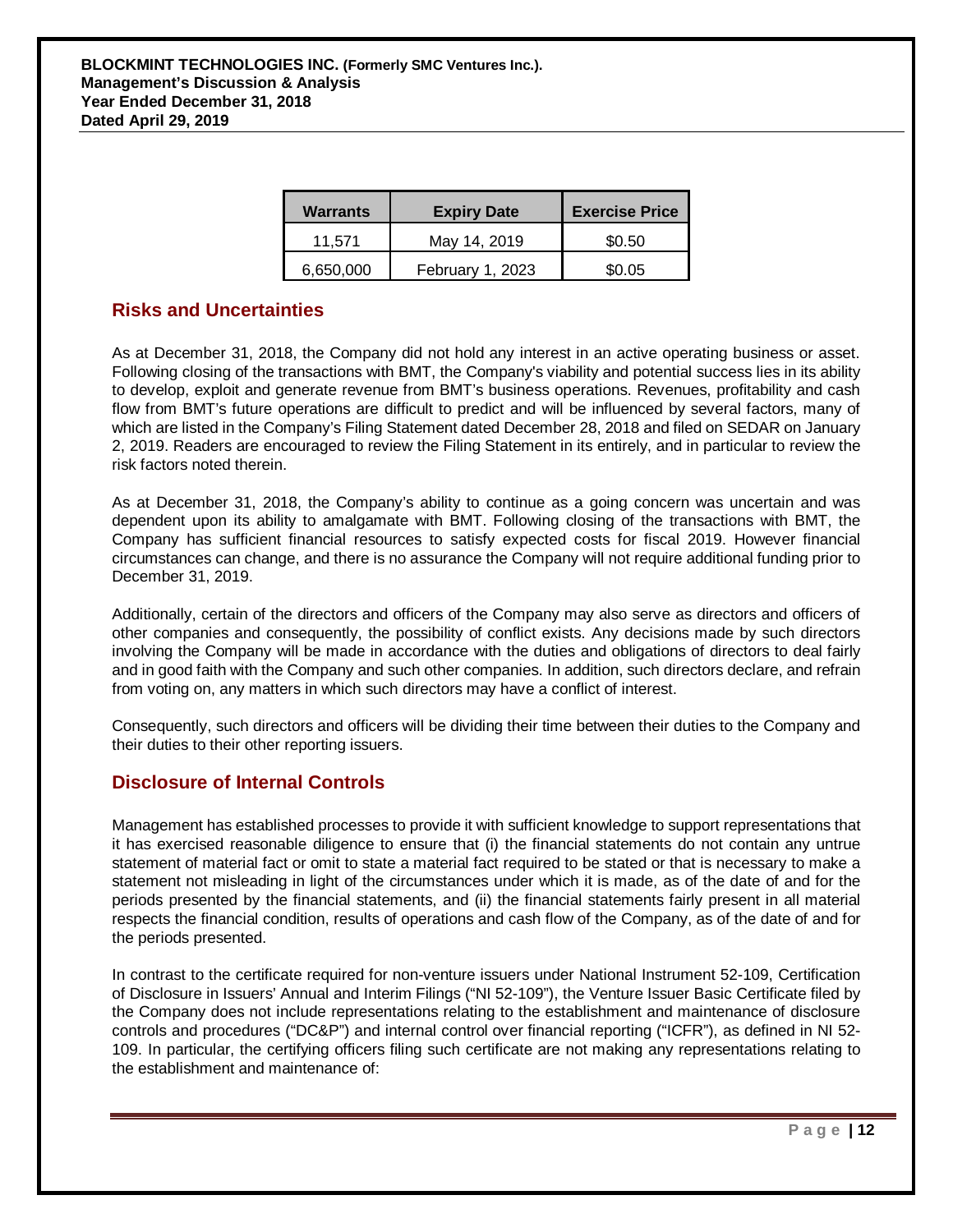| Warrants | Expiry Date | Exercise Price |
|---|---|---|
| 11,571 | May 14, 2019 | \$0.50 |
| 6,650,000 | February 1, 2023 | \$0.05 |

## Risks and Uncertainties

As at December 31, 2018, the Company did not hold any interest in an active operating business or asset. Following closing of the transactions with BMT, the Company's viability and potential success lies in its ability to develop, exploit and generate revenue from BMT's business operations. Revenues, profitability and cash flow from BMT's future operations are difficult to predict and will be influenced by several factors, many of which are listed in the Company's Filing Statement dated December 28, 2018 and filed on SEDAR on January 2, 2019. Readers are encouraged to review the Filing Statement in its entirely, and in particular to review the risk factors noted therein.

As at December 31, 2018, the Company's ability to continue as a going concern was uncertain and was dependent upon its ability to amalgamate with BMT. Following closing of the transactions with BMT, the Company has sufficient financial resources to satisfy expected costs for fiscal 2019. However financial circumstances can change, and there is no assurance the Company will not require additional funding prior to December 31, 2019.

Additionally, certain of the directors and officers of the Company may also serve as directors and officers of other companies and consequently, the possibility of conflict exists. Any decisions made by such directors involving the Company will be made in accordance with the duties and obligations of directors to deal fairly and in good faith with the Company and such other companies. In addition, such directors declare, and refrain from voting on, any matters in which such directors may have a conflict of interest.

Consequently, such directors and officers will be dividing their time between their duties to the Company and their duties to their other reporting issuers.

## Disclosure of Internal Controls

Management has established processes to provide it with sufficient knowledge to support representations that it has exercised reasonable diligence to ensure that (i) the financial statements do not contain any untrue statement of material fact or omit to state a material fact required to be stated or that is necessary to make a statement not misleading in light of the circumstances under which it is made, as of the date of and for the periods presented by the financial statements, and (ii) the financial statements fairly present in all material respects the financial condition, results of operations and cash flow of the Company, as of the date of and for the periods presented.

In contrast to the certificate required for non-venture issuers under National Instrument 52-109, Certification of Disclosure in Issuers' Annual and Interim Filings ("NI 52-109"), the Venture Issuer Basic Certificate filed by the Company does not include representations relating to the establishment and maintenance of disclosure controls and procedures ("DC&P") and internal control over financial reporting ("ICFR"), as defined in NI 52-109. In particular, the certifying officers filing such certificate are not making any representations relating to the establishment and maintenance of: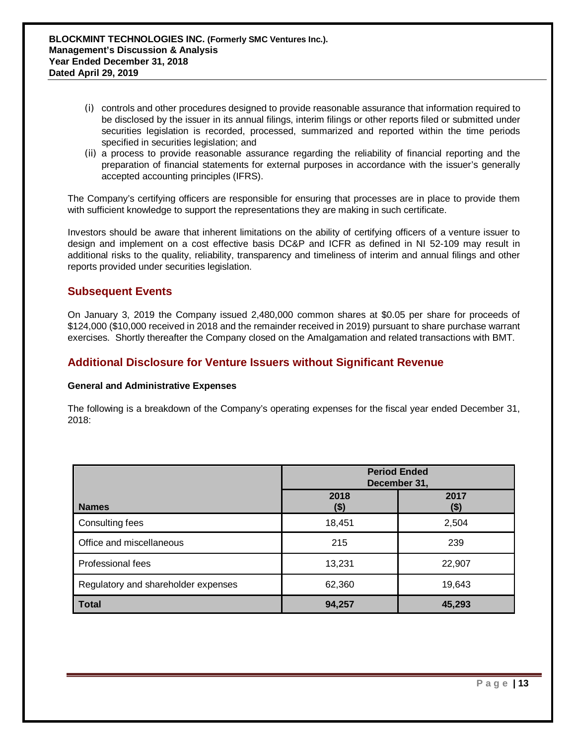(i) controls and other procedures designed to provide reasonable assurance that information required to be disclosed by the issuer in its annual filings, interim filings or other reports filed or submitted under securities legislation is recorded, processed, summarized and reported within the time periods specified in securities legislation; and

(ii) a process to provide reasonable assurance regarding the reliability of financial reporting and the preparation of financial statements for external purposes in accordance with the issuer's generally accepted accounting principles (IFRS).

The Company's certifying officers are responsible for ensuring that processes are in place to provide them with sufficient knowledge to support the representations they are making in such certificate.

Investors should be aware that inherent limitations on the ability of certifying officers of a venture issuer to design and implement on a cost effective basis DC&P and ICFR as defined in NI 52-109 may result in additional risks to the quality, reliability, transparency and timeliness of interim and annual filings and other reports provided under securities legislation.

## Subsequent Events

On January 3, 2019 the Company issued 2,480,000 common shares at $0.05 per share for proceeds of $124,000 ($10,000 received in 2018 and the remainder received in 2019) pursuant to share purchase warrant exercises. Shortly thereafter the Company closed on the Amalgamation and related transactions with BMT.

## Additional Disclosure for Venture Issuers without Significant Revenue

**General and Administrative Expenses**

The following is a breakdown of the Company's operating expenses for the fiscal year ended December 31, 2018:

| | Period Ended December 31, | |
|---|---|---|
| **Names** | **2018 ($)** | **2017 ($)** |
| Consulting fees | 18,451 | 2,504 |
| Office and miscellaneous | 215 | 239 |
| Professional fees | 13,231 | 22,907 |
| Regulatory and shareholder expenses | 62,360 | 19,643 |
| **Total** | **94,257** | **45,293** |